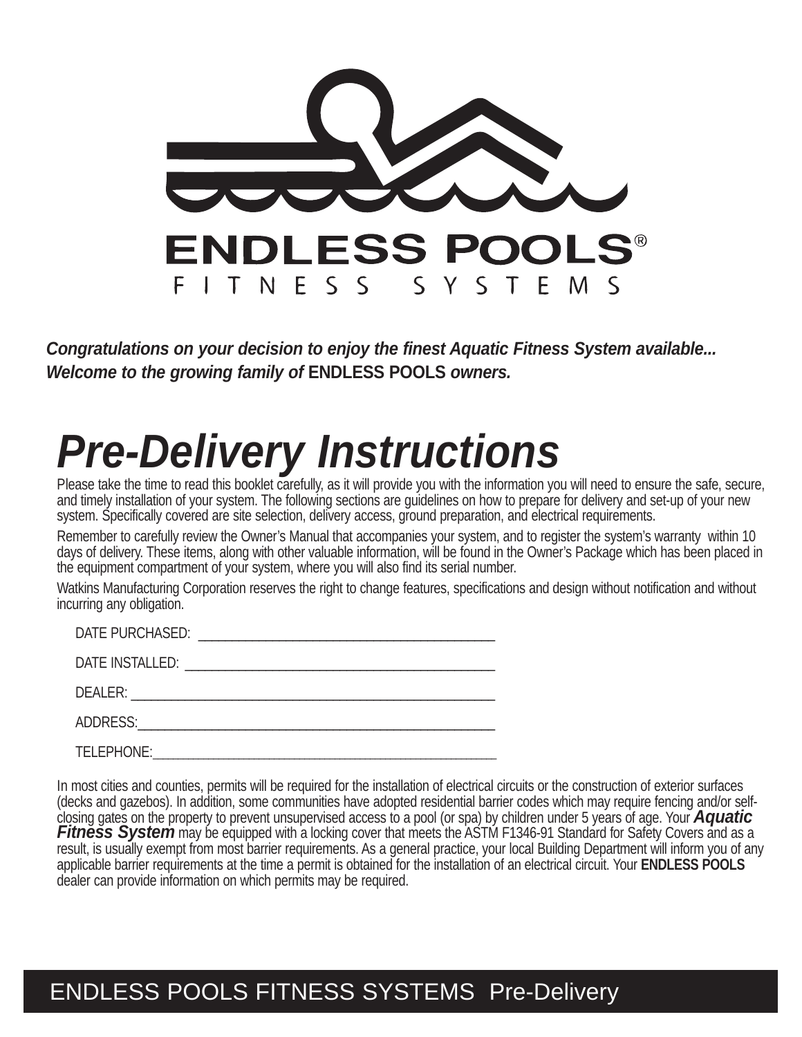**ENDLESS POOLS®**

FITNESS SYSTEMS

***Congratulations on your decision to enjoy the finest Aquatic Fitness System available...***
***Welcome to the growing family of* ENDLESS POOLS *owners.***

# *Pre-Delivery Instructions*

Please take the time to read this booklet carefully, as it will provide you with the information you will need to ensure the safe, secure, and timely installation of your system. The following sections are guidelines on how to prepare for delivery and set-up of your new system. Specifically covered are site selection, delivery access, ground preparation, and electrical requirements.

Remember to carefully review the Owner's Manual that accompanies your system, and to register the system's warranty within 10 days of delivery. These items, along with other valuable information, will be found in the Owner's Package which has been placed in the equipment compartment of your system, where you will also find its serial number.

Watkins Manufacturing Corporation reserves the right to change features, specifications and design without notification and without incurring any obligation.

DATE PURCHASED: ___________________________________________

DATE INSTALLED: ___________________________________________

DEALER: ___________________________________________________

ADDRESS: __________________________________________________

TELEPHONE: ________________________________________________

In most cities and counties, permits will be required for the installation of electrical circuits or the construction of exterior surfaces (decks and gazebos). In addition, some communities have adopted residential barrier codes which may require fencing and/or self-closing gates on the property to prevent unsupervised access to a pool (or spa) by children under 5 years of age. Your ***Aquatic Fitness System*** may be equipped with a locking cover that meets the ASTM F1346-91 Standard for Safety Covers and as a result, is usually exempt from most barrier requirements. As a general practice, your local Building Department will inform you of any applicable barrier requirements at the time a permit is obtained for the installation of an electrical circuit. Your **ENDLESS POOLS** dealer can provide information on which permits may be required.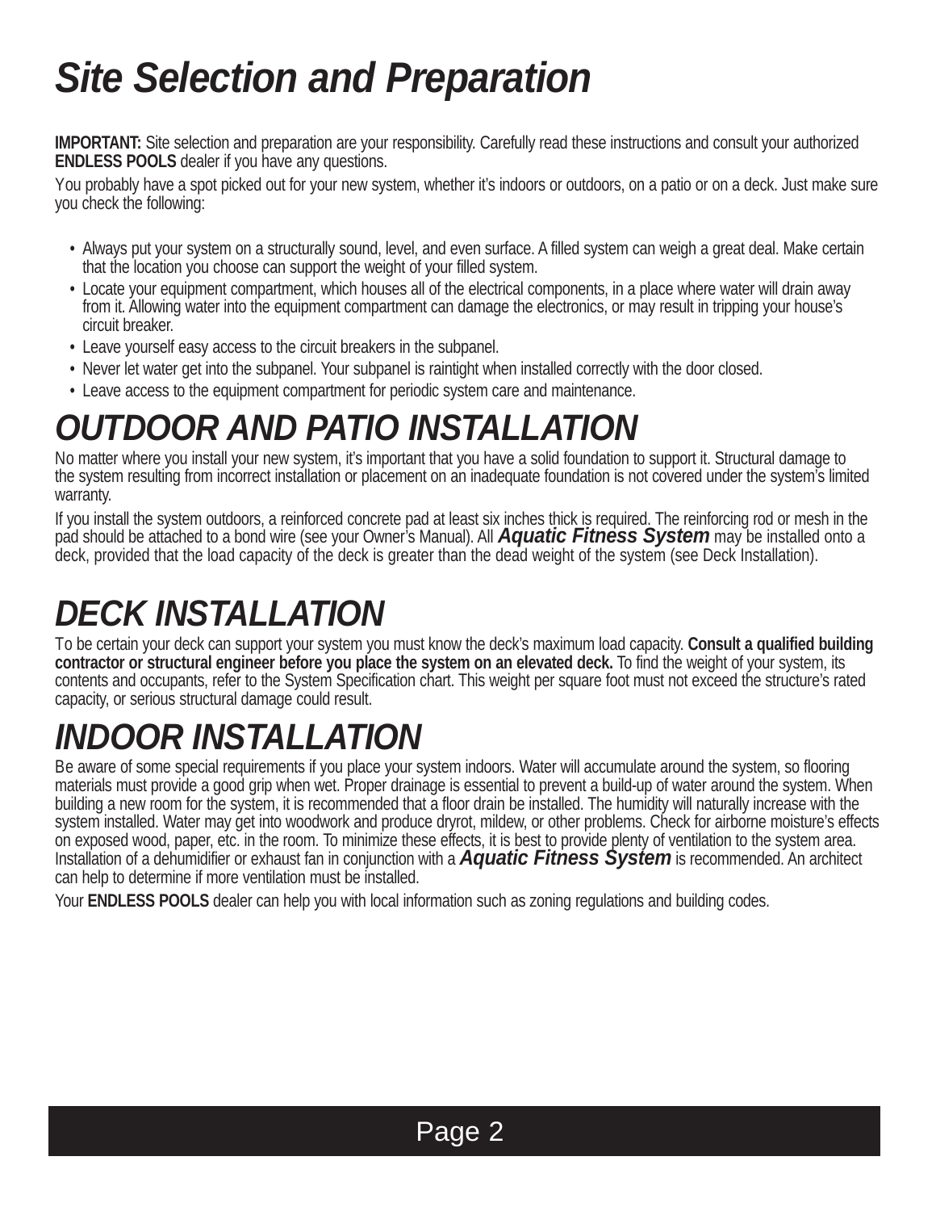# *Site Selection and Preparation*

**IMPORTANT:** Site selection and preparation are your responsibility. Carefully read these instructions and consult your authorized **ENDLESS POOLS** dealer if you have any questions.

You probably have a spot picked out for your new system, whether it's indoors or outdoors, on a patio or on a deck. Just make sure you check the following:

- Always put your system on a structurally sound, level, and even surface. A filled system can weigh a great deal. Make certain that the location you choose can support the weight of your filled system.
- Locate your equipment compartment, which houses all of the electrical components, in a place where water will drain away from it. Allowing water into the equipment compartment can damage the electronics, or may result in tripping your house's circuit breaker.
- Leave yourself easy access to the circuit breakers in the subpanel.
- Never let water get into the subpanel. Your subpanel is raintight when installed correctly with the door closed.
- Leave access to the equipment compartment for periodic system care and maintenance.

## *OUTDOOR AND PATIO INSTALLATION*

No matter where you install your new system, it's important that you have a solid foundation to support it. Structural damage to the system resulting from incorrect installation or placement on an inadequate foundation is not covered under the system's limited warranty.

If you install the system outdoors, a reinforced concrete pad at least six inches thick is required. The reinforcing rod or mesh in the pad should be attached to a bond wire (see your Owner's Manual). All ***Aquatic Fitness System*** may be installed onto a deck, provided that the load capacity of the deck is greater than the dead weight of the system (see Deck Installation).

## *DECK INSTALLATION*

To be certain your deck can support your system you must know the deck's maximum load capacity. **Consult a qualified building contractor or structural engineer before you place the system on an elevated deck.** To find the weight of your system, its contents and occupants, refer to the System Specification chart. This weight per square foot must not exceed the structure's rated capacity, or serious structural damage could result.

## *INDOOR INSTALLATION*

Be aware of some special requirements if you place your system indoors. Water will accumulate around the system, so flooring materials must provide a good grip when wet. Proper drainage is essential to prevent a build-up of water around the system. When building a new room for the system, it is recommended that a floor drain be installed. The humidity will naturally increase with the system installed. Water may get into woodwork and produce dryrot, mildew, or other problems. Check for airborne moisture's effects on exposed wood, paper, etc. in the room. To minimize these effects, it is best to provide plenty of ventilation to the system area. Installation of a dehumidifier or exhaust fan in conjunction with a ***Aquatic Fitness System*** is recommended. An architect can help to determine if more ventilation must be installed.

Your **ENDLESS POOLS** dealer can help you with local information such as zoning regulations and building codes.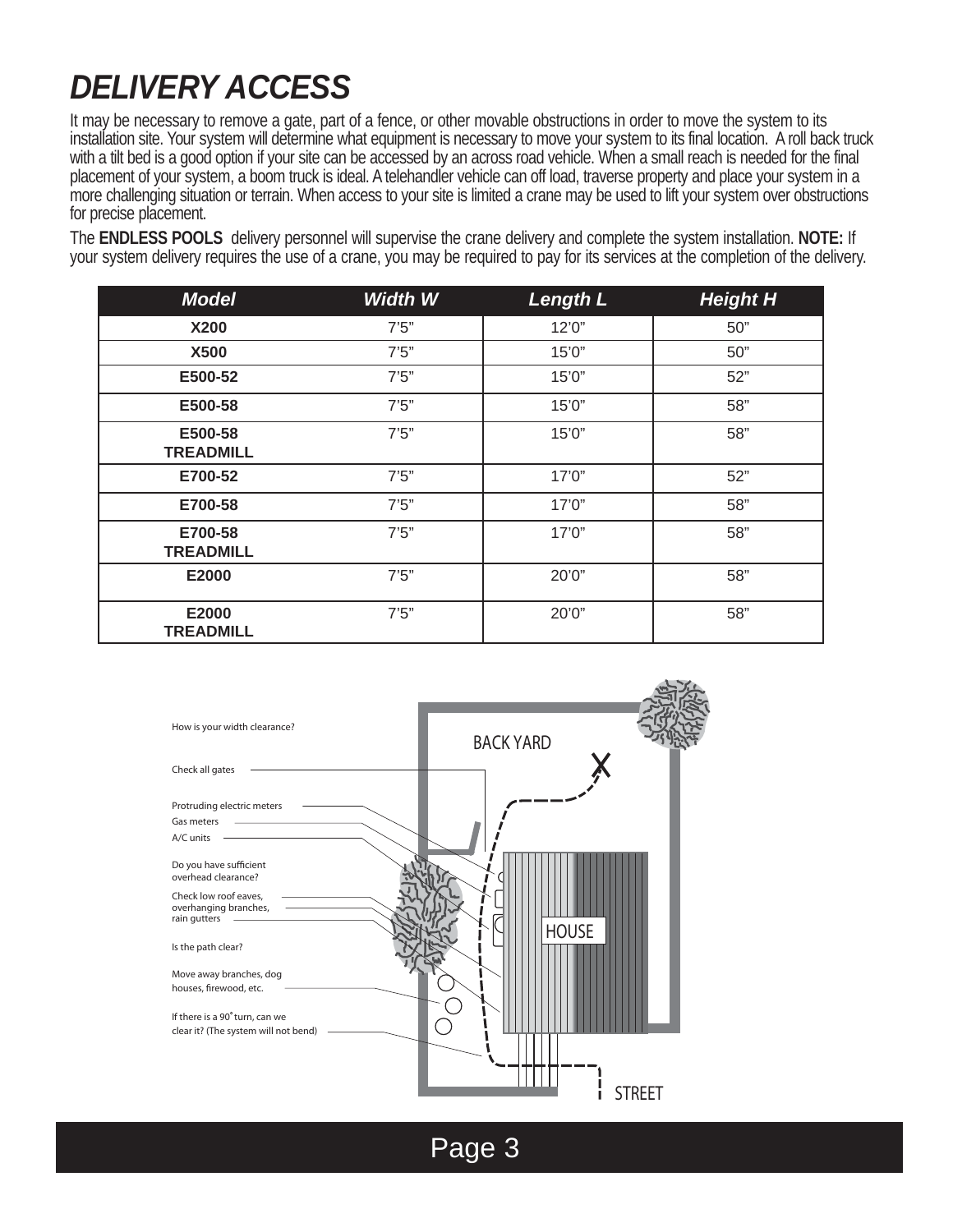# DELIVERY ACCESS

It may be necessary to remove a gate, part of a fence, or other movable obstructions in order to move the system to its installation site. Your system will determine what equipment is necessary to move your system to its final location. A roll back truck with a tilt bed is a good option if your site can be accessed by an across road vehicle. When a small reach is needed for the final placement of your system, a boom truck is ideal. A telehandler vehicle can off load, traverse property and place your system in a more challenging situation or terrain. When access to your site is limited a crane may be used to lift your system over obstructions for precise placement.

The **ENDLESS POOLS** delivery personnel will supervise the crane delivery and complete the system installation. **NOTE:** If your system delivery requires the use of a crane, you may be required to pay for its services at the completion of the delivery.

| *Model* | *Width W* | *Length L* | *Height H* |
|---|---|---|---|
| **X200** | 7'5" | 12'0" | 50" |
| **X500** | 7'5" | 15'0" | 50" |
| **E500-52** | 7'5" | 15'0" | 52" |
| **E500-58** | 7'5" | 15'0" | 58" |
| **E500-58 TREADMILL** | 7'5" | 15'0" | 58" |
| **E700-52** | 7'5" | 17'0" | 52" |
| **E700-58** | 7'5" | 17'0" | 58" |
| **E700-58 TREADMILL** | 7'5" | 17'0" | 58" |
| **E2000** | 7'5" | 20'0" | 58" |
| **E2000 TREADMILL** | 7'5" | 20'0" | 58" |

How is your width clearance?

Check all gates

Protruding electric meters

Gas meters

A/C units

Do you have sufficient overhead clearance?

Check low roof eaves, overhanging branches, rain gutters

Is the path clear?

Move away branches, dog houses, firewood, etc.

If there is a 90˚ turn, can we clear it? (The system will not bend)

BACK YARD

HOUSE

STREET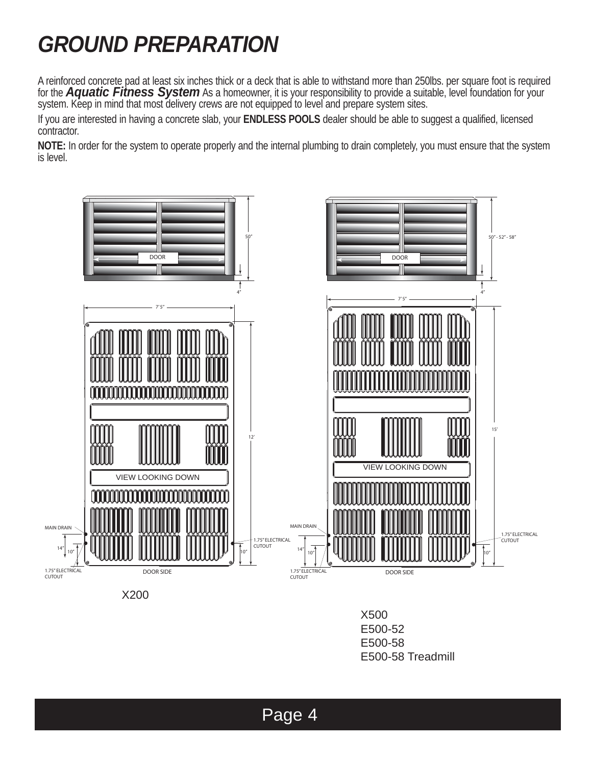# GROUND PREPARATION

A reinforced concrete pad at least six inches thick or a deck that is able to withstand more than 250lbs. per square foot is required for the ***Aquatic Fitness System*** As a homeowner, it is your responsibility to provide a suitable, level foundation for your system. Keep in mind that most delivery crews are not equipped to level and prepare system sites.

If you are interested in having a concrete slab, your **ENDLESS POOLS** dealer should be able to suggest a qualified, licensed contractor.

**NOTE:** In order for the system to operate properly and the internal plumbing to drain completely, you must ensure that the system is level.

DOOR

50"

4"

7' 5"

12'

VIEW LOOKING DOWN

MAIN DRAIN

14"

10"

1.75" ELECTRICAL CUTOUT

10"

1.75" ELECTRICAL CUTOUT

DOOR SIDE

X200

DOOR

50" - 52" - 58"

4"

7' 5"

15'

VIEW LOOKING DOWN

MAIN DRAIN

14"

10"

1.75" ELECTRICAL CUTOUT

10"

1.75" ELECTRICAL CUTOUT

DOOR SIDE

X500
E500-52
E500-58
E500-58 Treadmill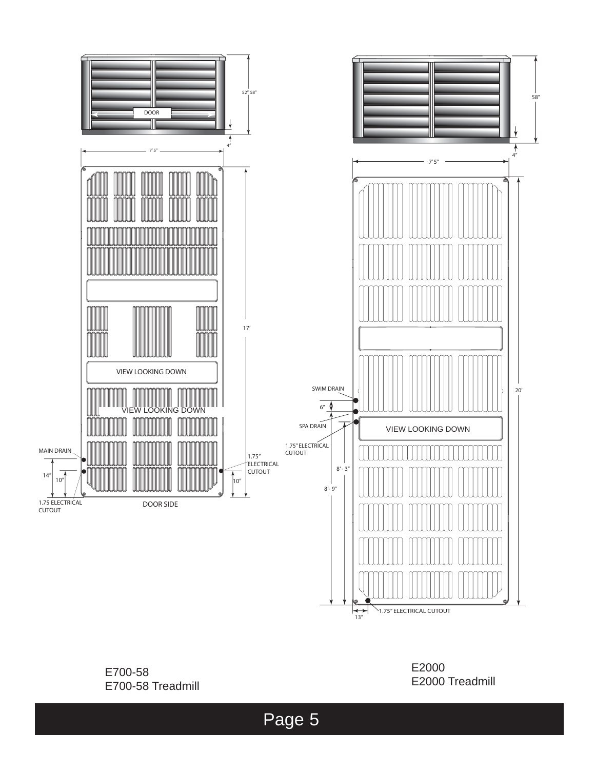52" 58"

DOOR

4"

7' 5"

17'

VIEW LOOKING DOWN

VIEW LOOKING DOWN

MAIN DRAIN

14"

10"

1.75 ELECTRICAL CUTOUT

DOOR SIDE

1.75" ELECTRICAL CUTOUT

10"

58"

4"

7' 5"

20'

SWIM DRAIN

6"

SPA DRAIN

1.75" ELECTRICAL CUTOUT

VIEW LOOKING DOWN

8' - 3"

8'- 9"

1.75" ELECTRICAL CUTOUT

13"

E700-58
E700-58 Treadmill

E2000
E2000 Treadmill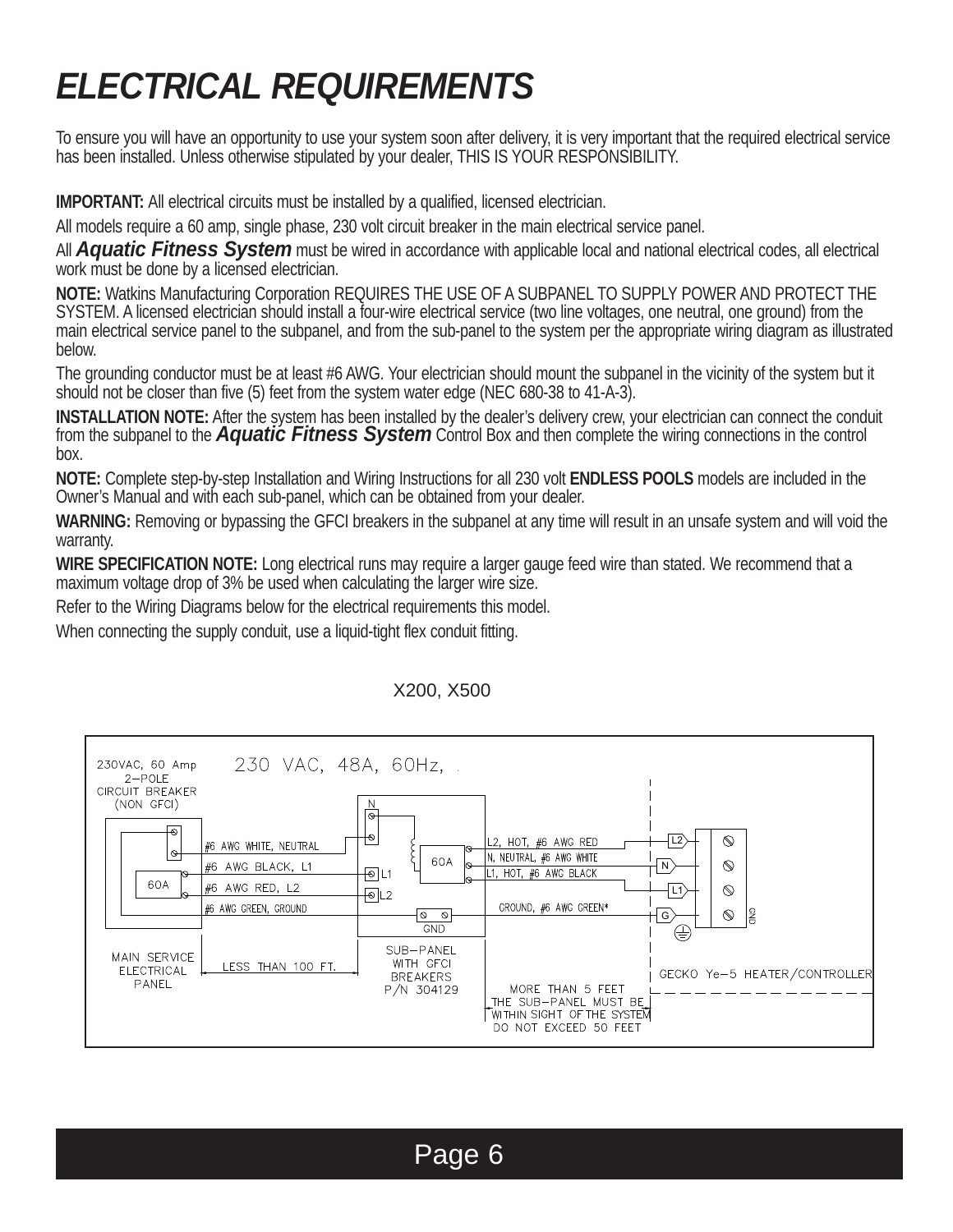# *ELECTRICAL REQUIREMENTS*

To ensure you will have an opportunity to use your system soon after delivery, it is very important that the required electrical service has been installed. Unless otherwise stipulated by your dealer, THIS IS YOUR RESPONSIBILITY.

**IMPORTANT:** All electrical circuits must be installed by a qualified, licensed electrician.

All models require a 60 amp, single phase, 230 volt circuit breaker in the main electrical service panel.

All ***Aquatic Fitness System*** must be wired in accordance with applicable local and national electrical codes, all electrical work must be done by a licensed electrician.

**NOTE:** Watkins Manufacturing Corporation REQUIRES THE USE OF A SUBPANEL TO SUPPLY POWER AND PROTECT THE SYSTEM. A licensed electrician should install a four-wire electrical service (two line voltages, one neutral, one ground) from the main electrical service panel to the subpanel, and from the sub-panel to the system per the appropriate wiring diagram as illustrated below.

The grounding conductor must be at least #6 AWG. Your electrician should mount the subpanel in the vicinity of the system but it should not be closer than five (5) feet from the system water edge (NEC 680-38 to 41-A-3).

**INSTALLATION NOTE:** After the system has been installed by the dealer's delivery crew, your electrician can connect the conduit from the subpanel to the ***Aquatic Fitness System*** Control Box and then complete the wiring connections in the control box.

**NOTE:** Complete step-by-step Installation and Wiring Instructions for all 230 volt **ENDLESS POOLS** models are included in the Owner's Manual and with each sub-panel, which can be obtained from your dealer.

**WARNING:** Removing or bypassing the GFCI breakers in the subpanel at any time will result in an unsafe system and will void the warranty.

**WIRE SPECIFICATION NOTE:** Long electrical runs may require a larger gauge feed wire than stated. We recommend that a maximum voltage drop of 3% be used when calculating the larger wire size.

Refer to the Wiring Diagrams below for the electrical requirements this model.

When connecting the supply conduit, use a liquid-tight flex conduit fitting.

X200, X500

230VAC, 60 Amp 2-POLE CIRCUIT BREAKER (NON GFCI)

230 VAC, 48A, 60Hz,

60A

#6 AWG WHITE, NEUTRAL
#6 AWG BLACK, L1
#6 AWG RED, L2
#6 AWG GREEN, GROUND

N
L1
L2
60A
GND

L2, HOT, #6 AWG RED
N, NEUTRAL, #6 AWG WHITE
L1, HOT, #6 AWG BLACK
GROUND, #6 AWG GREEN*

L2
N
L1
G
GND

MAIN SERVICE ELECTRICAL PANEL

LESS THAN 100 FT.

SUB-PANEL WITH GFCI BREAKERS P/N 304129

MORE THAN 5 FEET
THE SUB-PANEL MUST BE WITHIN SIGHT OF THE SYSTEM
DO NOT EXCEED 50 FEET

GECKO Ye-5 HEATER/CONTROLLER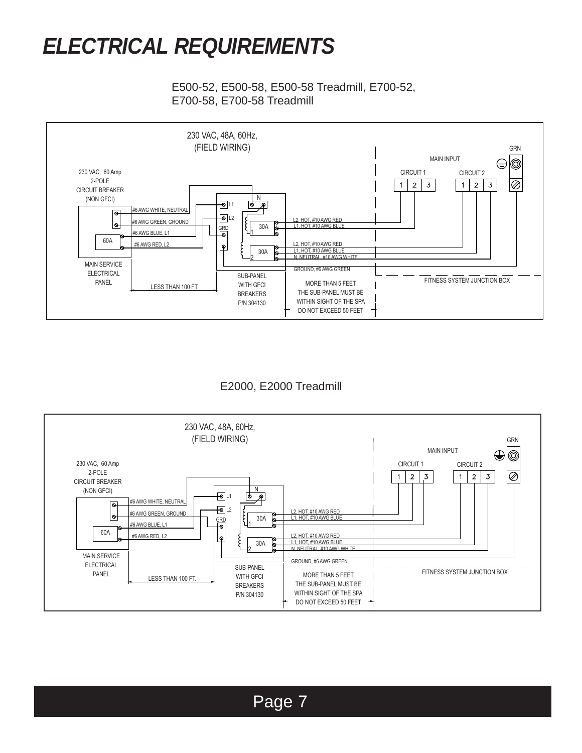# *ELECTRICAL REQUIREMENTS*

E500-52, E500-58, E500-58 Treadmill, E700-52, E700-58, E700-58 Treadmill

230 VAC, 48A, 60Hz, (FIELD WIRING)

230 VAC, 60 Amp 2-POLE CIRCUIT BREAKER (NON GFCI)

#6 AWG WHITE, NEUTRAL
#6 AWG GREEN, GROUND
#6 AWG BLUE, L1
#6 AWG RED, L2

60A

MAIN SERVICE ELECTRICAL PANEL

LESS THAN 100 FT.

N L1 L2 GRD 30A 1 30A 2

SUB-PANEL WITH GFCI BREAKERS P/N 304130

L2, HOT, #10 AWG RED
L1, HOT, #10 AWG BLUE
L2, HOT, #10 AWG RED
L1, HOT, #10 AWG BLUE
N, NEUTRAL, #10 AWG WHITE
GROUND, #6 AWG GREEN

MORE THAN 5 FEET THE SUB-PANEL MUST BE WITHIN SIGHT OF THE SPA DO NOT EXCEED 50 FEET

MAIN INPUT

CIRCUIT 1: 1 2 3

CIRCUIT 2: 1 2 3

GRN

FITNESS SYSTEM JUNCTION BOX

E2000, E2000 Treadmill

230 VAC, 48A, 60Hz, (FIELD WIRING)

230 VAC, 60 Amp 2-POLE CIRCUIT BREAKER (NON GFCI)

#6 AWG WHITE, NEUTRAL
#6 AWG GREEN, GROUND
#6 AWG BLUE, L1
#6 AWG RED, L2

60A

MAIN SERVICE ELECTRICAL PANEL

LESS THAN 100 FT.

N L1 L2 GRD 30A 1 30A 2

SUB-PANEL WITH GFCI BREAKERS P/N 304130

L2, HOT, #10 AWG RED
L1, HOT, #10 AWG BLUE
L2, HOT, #10 AWG RED
L1, HOT, #10 AWG BLUE
N, NEUTRAL, #10 AWG WHITE
GROUND, #6 AWG GREEN

MORE THAN 5 FEET THE SUB-PANEL MUST BE WITHIN SIGHT OF THE SPA DO NOT EXCEED 50 FEET

MAIN INPUT

CIRCUIT 1: 1 2 3

CIRCUIT 2: 1 2 3

GRN

FITNESS SYSTEM JUNCTION BOX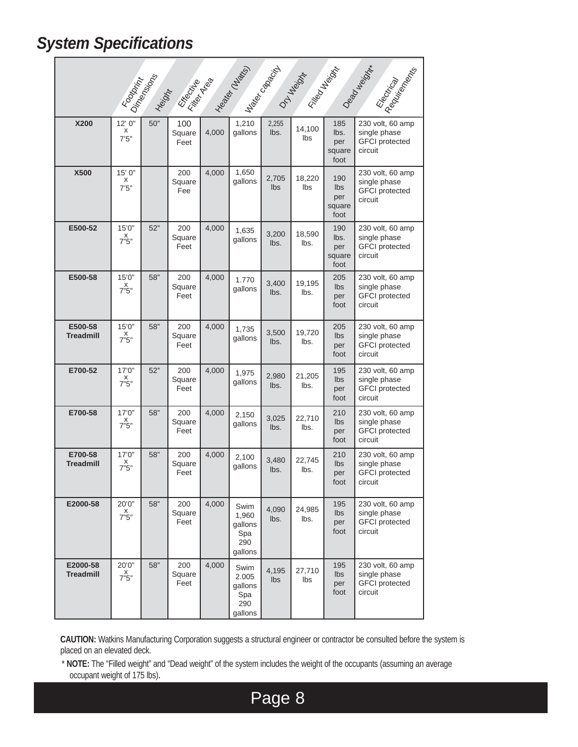## System Specifications

| | Footprint Dimensions | Height | Effective Filter Area | Heater (Watts) | Water capacity | Dry Weight | Filled Weight | Dead weight* | Electrical Requirements |
|---|---|---|---|---|---|---|---|---|---|
| **X200** | 12' 0" x 7'5" | 50" | 100 Square Feet | 4,000 | 1,210 gallons | 2,255 lbs. | 14,100 lbs | 185 lbs. per square foot | 230 volt, 60 amp single phase GFCI protected circuit |
| **X500** | 15' 0" x 7'5" | | 200 Square Fee | 4,000 | 1,650 gallons | 2,705 lbs | 18,220 lbs | 190 lbs per square foot | 230 volt, 60 amp single phase GFCI protected circuit |
| **E500-52** | 15'0" x 7"5" | 52" | 200 Square Feet | 4,000 | 1,635 gallons | 3,200 lbs. | 18,590 lbs. | 190 lbs. per square foot | 230 volt, 60 amp single phase GFCI protected circuit |
| **E500-58** | 15'0" x 7"5" | 58" | 200 Square Feet | 4,000 | 1.770 gallons | 3,400 lbs. | 19,195 lbs. | 205 lbs per foot | 230 volt, 60 amp single phase GFCI protected circuit |
| **E500-58 Treadmill** | 15'0" x 7"5" | 58" | 200 Square Feet | 4,000 | 1,735 gallons | 3,500 lbs. | 19,720 lbs. | 205 lbs per foot | 230 volt, 60 amp single phase GFCI protected circuit |
| **E700-52** | 17'0" x 7"5" | 52" | 200 Square Feet | 4,000 | 1,975 gallons | 2,980 lbs. | 21,205 lbs. | 195 lbs per foot | 230 volt, 60 amp single phase GFCI protected circuit |
| **E700-58** | 17'0" x 7"5" | 58" | 200 Square Feet | 4,000 | 2,150 gallons | 3,025 lbs. | 22,710 lbs. | 210 lbs per foot | 230 volt, 60 amp single phase GFCI protected circuit |
| **E700-58 Treadmill** | 17'0" x 7"5" | 58" | 200 Square Feet | 4,000 | 2,100 gallons | 3,480 lbs. | 22,745 lbs. | 210 lbs per foot | 230 volt, 60 amp single phase GFCI protected circuit |
| **E2000-58** | 20'0" x 7"5" | 58" | 200 Square Feet | 4,000 | Swim 1,960 gallons Spa 290 gallons | 4,090 lbs. | 24,985 lbs. | 195 lbs per foot | 230 volt, 60 amp single phase GFCI protected circuit |
| **E2000-58 Treadmill** | 20'0" x 7"5" | 58" | 200 Square Feet | 4,000 | Swim 2.005 gallons Spa 290 gallons | 4,195 lbs | 27,710 lbs | 195 lbs per foot | 230 volt, 60 amp single phase GFCI protected circuit |

**CAUTION:** Watkins Manufacturing Corporation suggests a structural engineer or contractor be consulted before the system is placed on an elevated deck.

\* **NOTE:** The "Filled weight" and "Dead weight" of the system includes the weight of the occupants (assuming an average occupant weight of 175 lbs).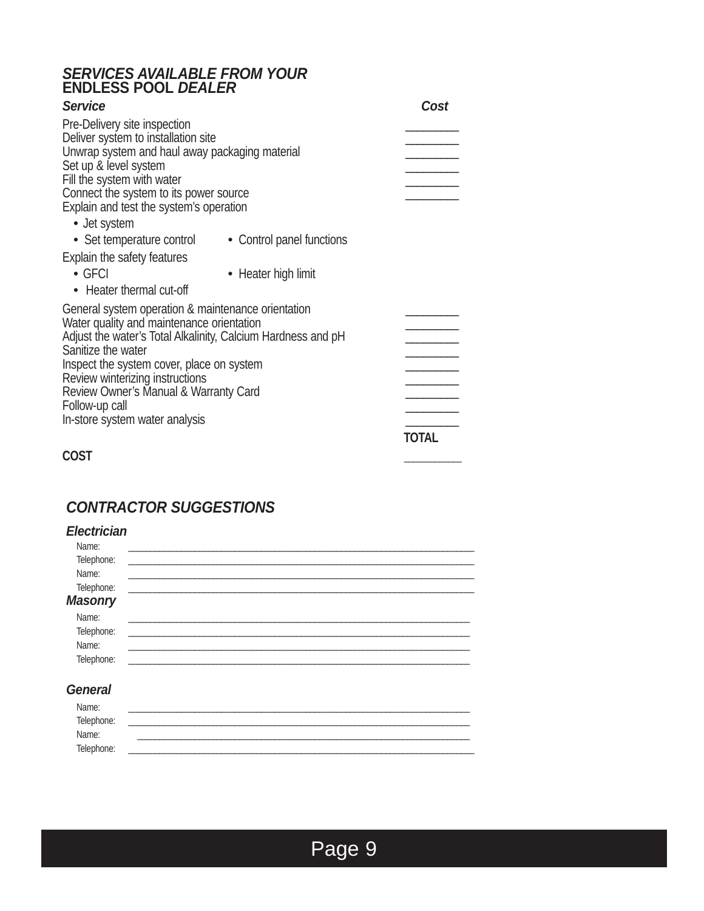## *SERVICES AVAILABLE FROM YOUR* ENDLESS POOL *DEALER*

| *Service* | *Cost* |
|---|---|
| Pre-Delivery site inspection | ________ |
| Deliver system to installation site | ________ |
| Unwrap system and haul away packaging material | ________ |
| Set up & level system | ________ |
| Fill the system with water | ________ |
| Connect the system to its power source | ________ |
| Explain and test the system's operation | |
| • Jet system | |
| • Set temperature control • Control panel functions | |
| Explain the safety features | |
| • GFCI • Heater high limit | |
| • Heater thermal cut-off | |
| General system operation & maintenance orientation | ________ |
| Water quality and maintenance orientation | ________ |
| Adjust the water's Total Alkalinity, Calcium Hardness and pH | ________ |
| Sanitize the water | ________ |
| Inspect the system cover, place on system | ________ |
| Review winterizing instructions | ________ |
| Review Owner's Manual & Warranty Card | ________ |
| Follow-up call | ________ |
| In-store system water analysis | ________ |
| **TOTAL COST** | ________ |

## *CONTRACTOR SUGGESTIONS*

### *Electrician*

Name: ____________________________________________

Telephone: ____________________________________________

Name: ____________________________________________

Telephone: ____________________________________________

### *Masonry*

Name: ____________________________________________

Telephone: ____________________________________________

Name: ____________________________________________

Telephone: ____________________________________________

### *General*

Name: ____________________________________________

Telephone: ____________________________________________

Name: ____________________________________________

Telephone: ____________________________________________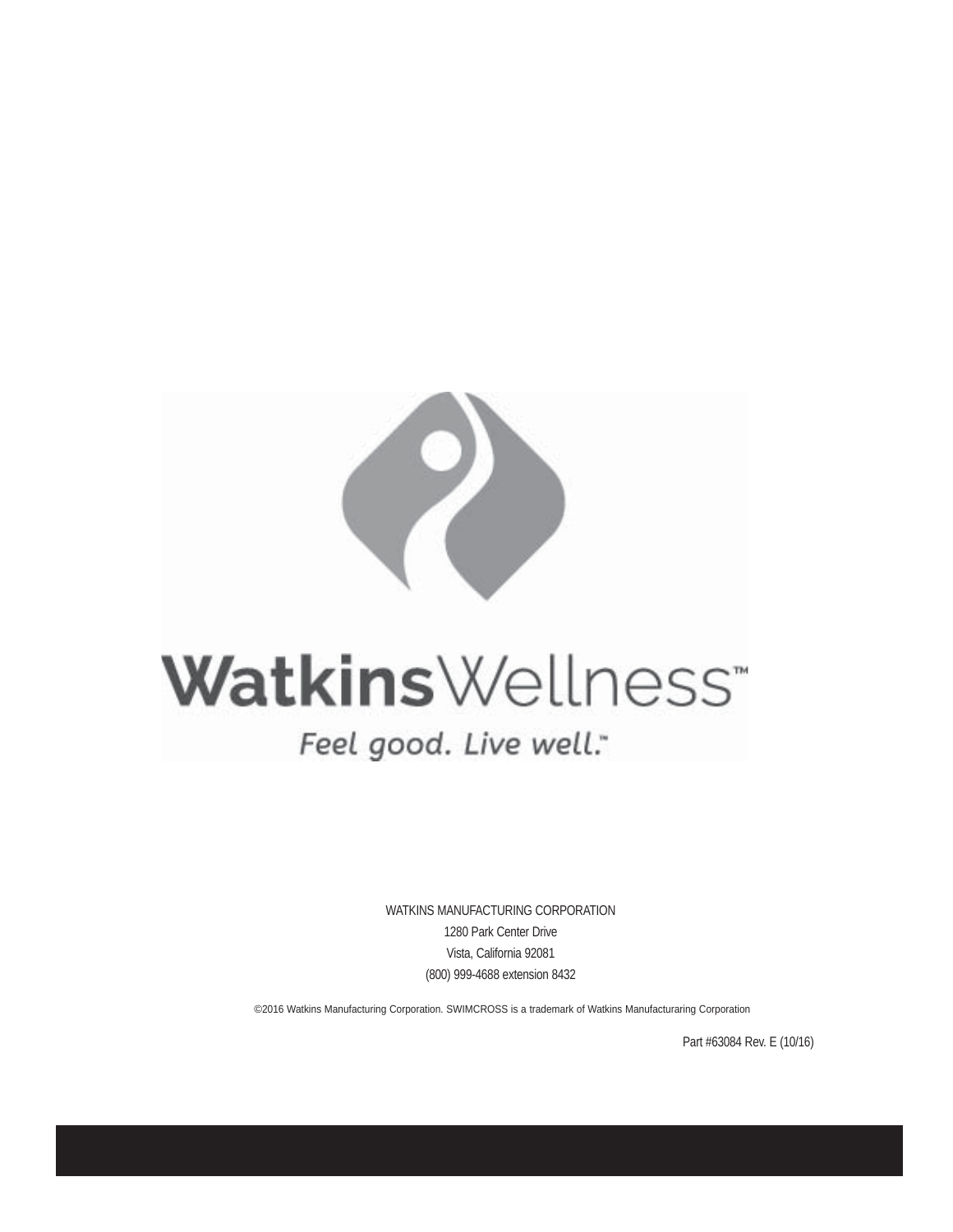WatkinsWellness™

*Feel good. Live well.*™

WATKINS MANUFACTURING CORPORATION
1280 Park Center Drive
Vista, California 92081
(800) 999-4688 extension 8432

©2016 Watkins Manufacturing Corporation. SWIMCROSS is a trademark of Watkins Manufacturaring Corporation

Part #63084 Rev. E (10/16)